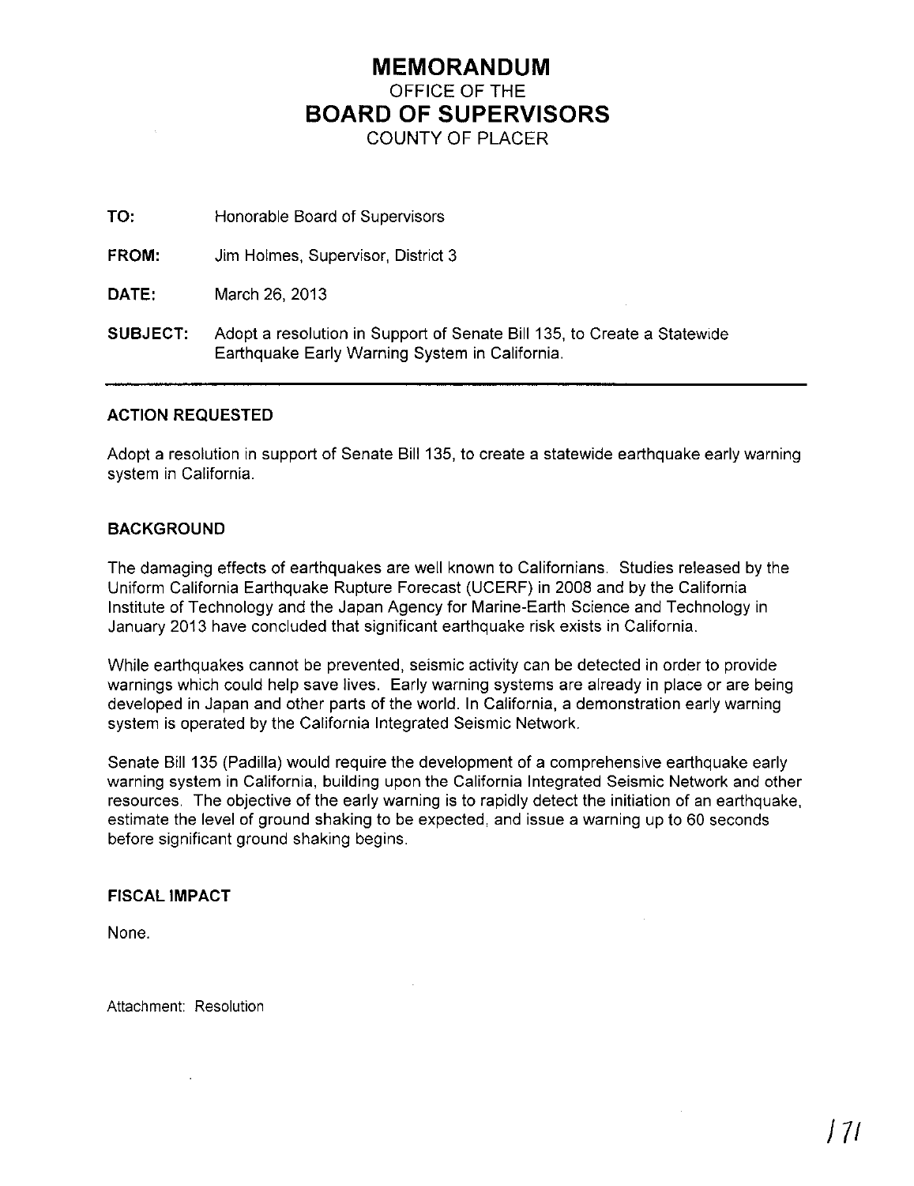# MEMORANDUM

OFFICE OF THE

# BOARD OF SUPERVISORS

COUNTY OF PLACER

**TO:** Honorable Board of Supervisors

**FROM:** Jim Holmes, Supervisor, District 3

**DATE:** March 26, 2013

**SUBJECT:** Adopt a resolution in Support of Senate Bill 135, to Create a Statewide Earthquake Early Warning System in California.

---

## ACTION REQUESTED

Adopt a resolution in support of Senate Bill 135, to create a statewide earthquake early warning system in California.

## BACKGROUND

The damaging effects of earthquakes are well known to Californians. Studies released by the Uniform California Earthquake Rupture Forecast (UCERF) in 2008 and by the California Institute of Technology and the Japan Agency for Marine-Earth Science and Technology in January 2013 have concluded that significant earthquake risk exists in California.

While earthquakes cannot be prevented, seismic activity can be detected in order to provide warnings which could help save lives. Early warning systems are already in place or are being developed in Japan and other parts of the world. In California, a demonstration early warning system is operated by the California Integrated Seismic Network.

Senate Bill 135 (Padilla) would require the development of a comprehensive earthquake early warning system in California, building upon the California Integrated Seismic Network and other resources. The objective of the early warning is to rapidly detect the initiation of an earthquake, estimate the level of ground shaking to be expected, and issue a warning up to 60 seconds before significant ground shaking begins.

## FISCAL IMPACT

None.

Attachment: Resolution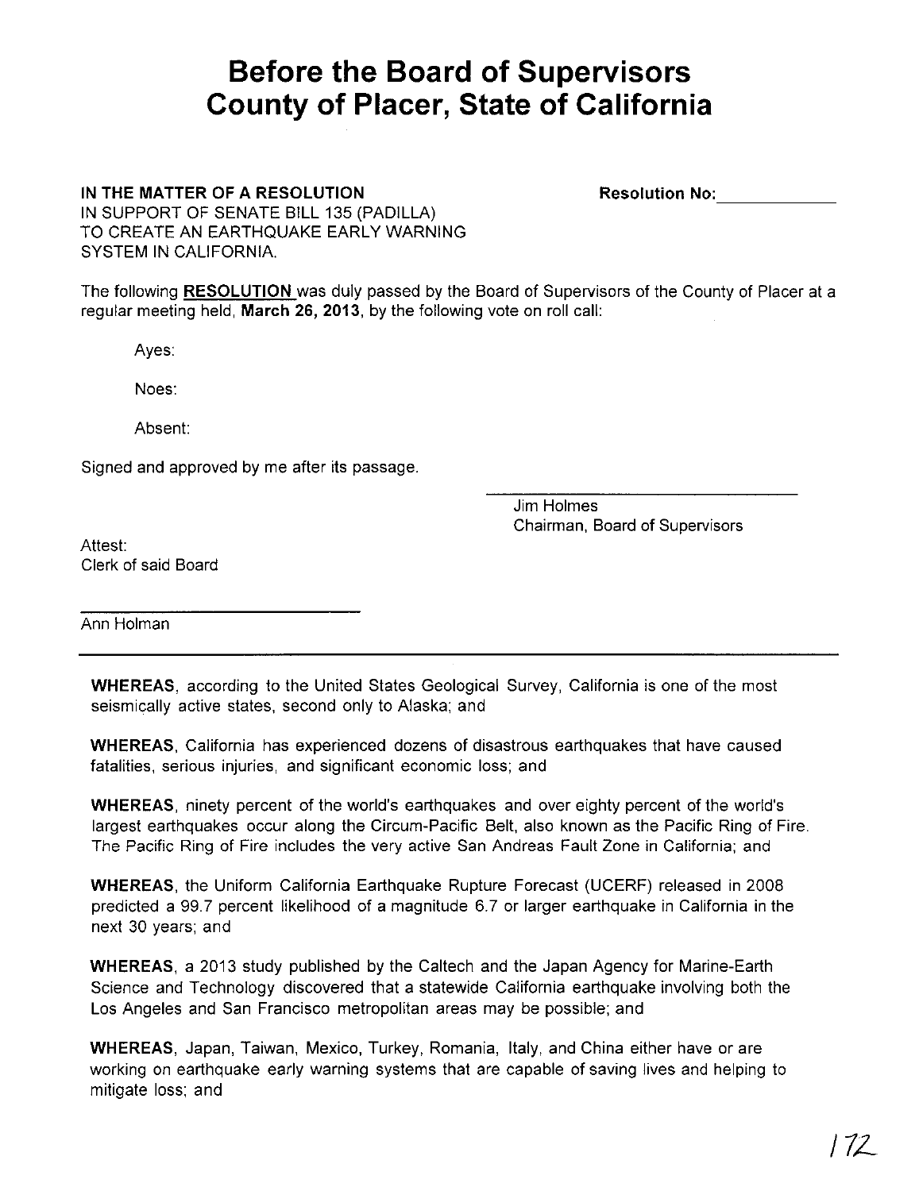# Before the Board of Supervisors County of Placer, State of California

**IN THE MATTER OF A RESOLUTION**
IN SUPPORT OF SENATE BILL 135 (PADILLA)
TO CREATE AN EARTHQUAKE EARLY WARNING
SYSTEM IN CALIFORNIA.

**Resolution No:** ____________

The following **RESOLUTION** was duly passed by the Board of Supervisors of the County of Placer at a regular meeting held, **March 26, 2013**, by the following vote on roll call:

Ayes:

Noes:

Absent:

Signed and approved by me after its passage.

______________________________
Jim Holmes
Chairman, Board of Supervisors

Attest:
Clerk of said Board

______________________________
Ann Holman

---

**WHEREAS**, according to the United States Geological Survey, California is one of the most seismically active states, second only to Alaska; and

**WHEREAS**, California has experienced dozens of disastrous earthquakes that have caused fatalities, serious injuries, and significant economic loss; and

**WHEREAS**, ninety percent of the world's earthquakes and over eighty percent of the world's largest earthquakes occur along the Circum-Pacific Belt, also known as the Pacific Ring of Fire. The Pacific Ring of Fire includes the very active San Andreas Fault Zone in California; and

**WHEREAS**, the Uniform California Earthquake Rupture Forecast (UCERF) released in 2008 predicted a 99.7 percent likelihood of a magnitude 6.7 or larger earthquake in California in the next 30 years; and

**WHEREAS**, a 2013 study published by the Caltech and the Japan Agency for Marine-Earth Science and Technology discovered that a statewide California earthquake involving both the Los Angeles and San Francisco metropolitan areas may be possible; and

**WHEREAS**, Japan, Taiwan, Mexico, Turkey, Romania, Italy, and China either have or are working on earthquake early warning systems that are capable of saving lives and helping to mitigate loss; and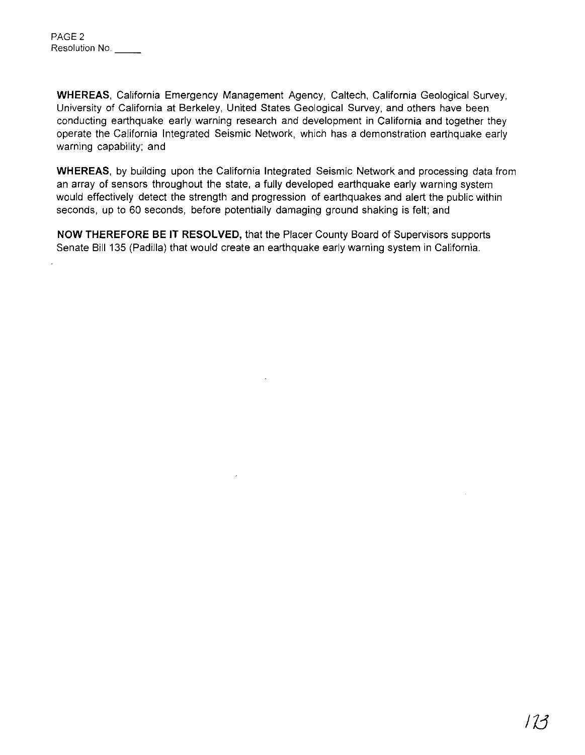**WHEREAS**, California Emergency Management Agency, Caltech, California Geological Survey, University of California at Berkeley, United States Geological Survey, and others have been conducting earthquake early warning research and development in California and together they operate the California Integrated Seismic Network, which has a demonstration earthquake early warning capability; and

**WHEREAS**, by building upon the California Integrated Seismic Network and processing data from an array of sensors throughout the state, a fully developed earthquake early warning system would effectively detect the strength and progression of earthquakes and alert the public within seconds, up to 60 seconds, before potentially damaging ground shaking is felt; and

**NOW THEREFORE BE IT RESOLVED,** that the Placer County Board of Supervisors supports Senate Bill 135 (Padilla) that would create an earthquake early warning system in California.